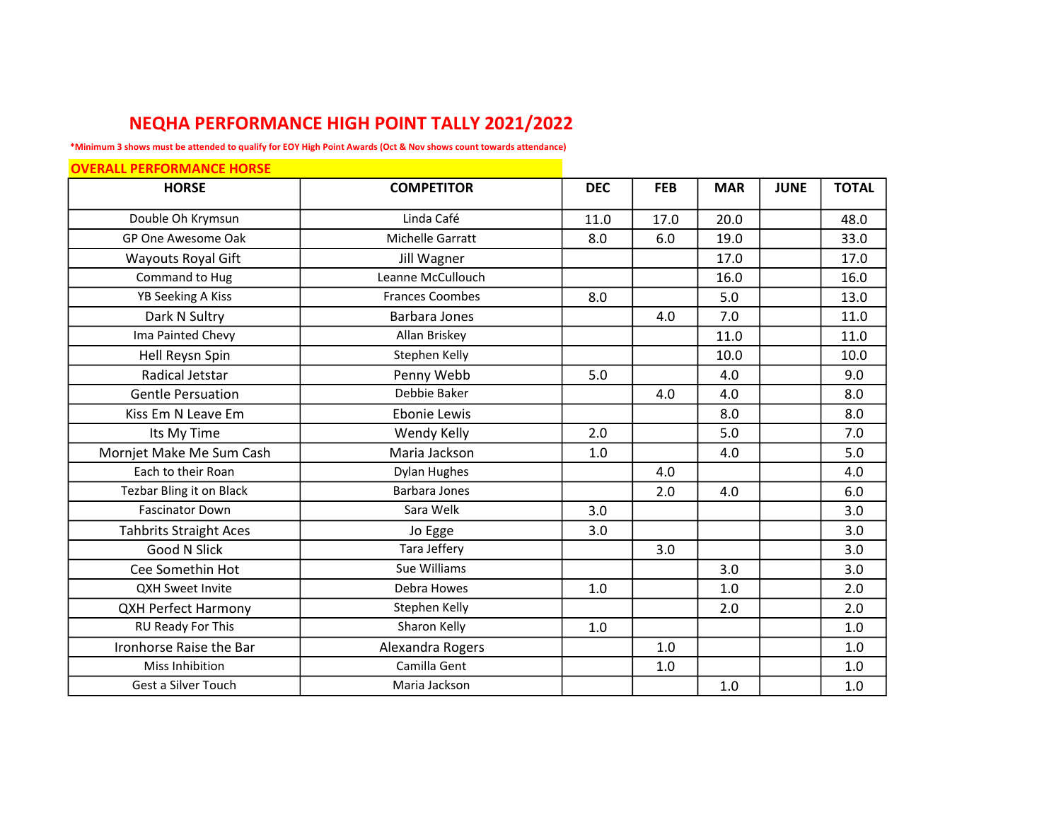# NEQHA PERFORMANCE HIGH POINT TALLY 2021/2022

*Minimum 3 shows must be attended to qualify for EOY High Point Awards (Oct & Nov shows count towards attendance)

## OVERALL PERFORMANCE HORSE

| HORSE | COMPETITOR | DEC | FEB | MAR | JUNE | TOTAL |
|---|---|---|---|---|---|---|
| Double Oh Krymsun | Linda Café | 11.0 | 17.0 | 20.0 | | 48.0 |
| GP One Awesome Oak | Michelle Garratt | 8.0 | 6.0 | 19.0 | | 33.0 |
| Wayouts Royal Gift | Jill Wagner | | | 17.0 | | 17.0 |
| Command to Hug | Leanne McCullouch | | | 16.0 | | 16.0 |
| YB Seeking A Kiss | Frances Coombes | 8.0 | | 5.0 | | 13.0 |
| Dark N Sultry | Barbara Jones | | 4.0 | 7.0 | | 11.0 |
| Ima Painted Chevy | Allan Briskey | | | 11.0 | | 11.0 |
| Hell Reysn Spin | Stephen Kelly | | | 10.0 | | 10.0 |
| Radical Jetstar | Penny Webb | 5.0 | | 4.0 | | 9.0 |
| Gentle Persuation | Debbie Baker | | 4.0 | 4.0 | | 8.0 |
| Kiss Em N Leave Em | Ebonie Lewis | | | 8.0 | | 8.0 |
| Its My Time | Wendy Kelly | 2.0 | | 5.0 | | 7.0 |
| Mornjet Make Me Sum Cash | Maria Jackson | 1.0 | | 4.0 | | 5.0 |
| Each to their Roan | Dylan Hughes | | 4.0 | | | 4.0 |
| Tezbar Bling it on Black | Barbara Jones | | 2.0 | 4.0 | | 6.0 |
| Fascinator Down | Sara Welk | 3.0 | | | | 3.0 |
| Tahbrits Straight Aces | Jo Egge | 3.0 | | | | 3.0 |
| Good N Slick | Tara Jeffery | | 3.0 | | | 3.0 |
| Cee Somethin Hot | Sue Williams | | | 3.0 | | 3.0 |
| QXH Sweet Invite | Debra Howes | 1.0 | | 1.0 | | 2.0 |
| QXH Perfect Harmony | Stephen Kelly | | | 2.0 | | 2.0 |
| RU Ready For This | Sharon Kelly | 1.0 | | | | 1.0 |
| Ironhorse Raise the Bar | Alexandra Rogers | | 1.0 | | | 1.0 |
| Miss Inhibition | Camilla Gent | | 1.0 | | | 1.0 |
| Gest a Silver Touch | Maria Jackson | | | 1.0 | | 1.0 |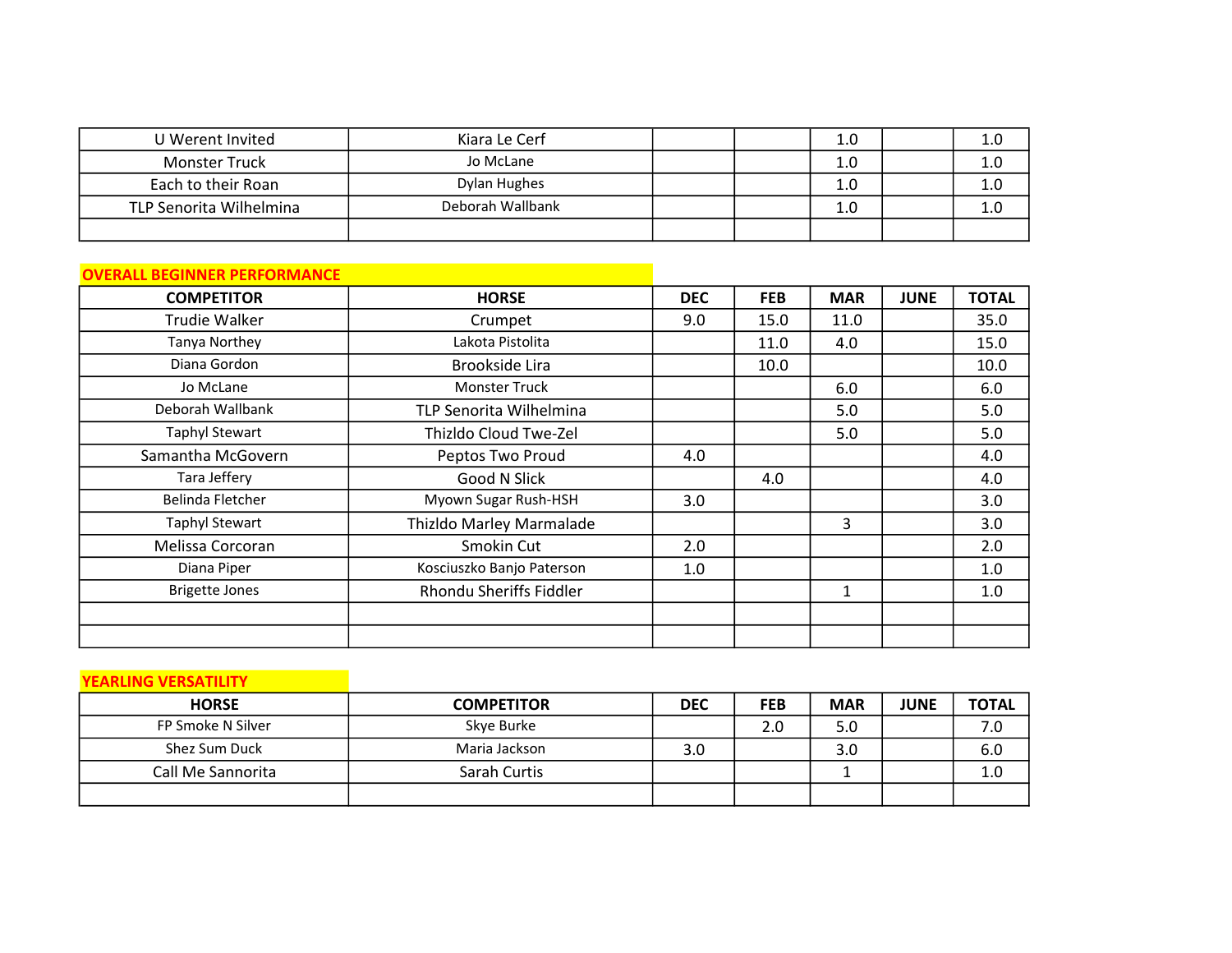| | | | | | | |
|---|---|---|---|---|---|---|
| U Werent Invited | Kiara Le Cerf | | | 1.0 | | 1.0 |
| Monster Truck | Jo McLane | | | 1.0 | | 1.0 |
| Each to their Roan | Dylan Hughes | | | 1.0 | | 1.0 |
| TLP Senorita Wilhelmina | Deborah Wallbank | | | 1.0 | | 1.0 |
| | | | | | | |

## OVERALL BEGINNER PERFORMANCE

| COMPETITOR | HORSE | DEC | FEB | MAR | JUNE | TOTAL |
|---|---|---|---|---|---|---|
| Trudie Walker | Crumpet | 9.0 | 15.0 | 11.0 | | 35.0 |
| Tanya Northey | Lakota Pistolita | | 11.0 | 4.0 | | 15.0 |
| Diana Gordon | Brookside Lira | | 10.0 | | | 10.0 |
| Jo McLane | Monster Truck | | | 6.0 | | 6.0 |
| Deborah Wallbank | TLP Senorita Wilhelmina | | | 5.0 | | 5.0 |
| Taphyl Stewart | Thizldo Cloud Twe-Zel | | | 5.0 | | 5.0 |
| Samantha McGovern | Peptos Two Proud | 4.0 | | | | 4.0 |
| Tara Jeffery | Good N Slick | | 4.0 | | | 4.0 |
| Belinda Fletcher | Myown Sugar Rush-HSH | 3.0 | | | | 3.0 |
| Taphyl Stewart | Thizldo Marley Marmalade | | | 3 | | 3.0 |
| Melissa Corcoran | Smokin Cut | 2.0 | | | | 2.0 |
| Diana Piper | Kosciuszko Banjo Paterson | 1.0 | | | | 1.0 |
| Brigette Jones | Rhondu Sheriffs Fiddler | | | 1 | | 1.0 |
| | | | | | | |
| | | | | | | |

## YEARLING VERSATILITY

| HORSE | COMPETITOR | DEC | FEB | MAR | JUNE | TOTAL |
|---|---|---|---|---|---|---|
| FP Smoke N Silver | Skye Burke | | 2.0 | 5.0 | | 7.0 |
| Shez Sum Duck | Maria Jackson | 3.0 | | 3.0 | | 6.0 |
| Call Me Sannorita | Sarah Curtis | | | 1 | | 1.0 |
| | | | | | | |